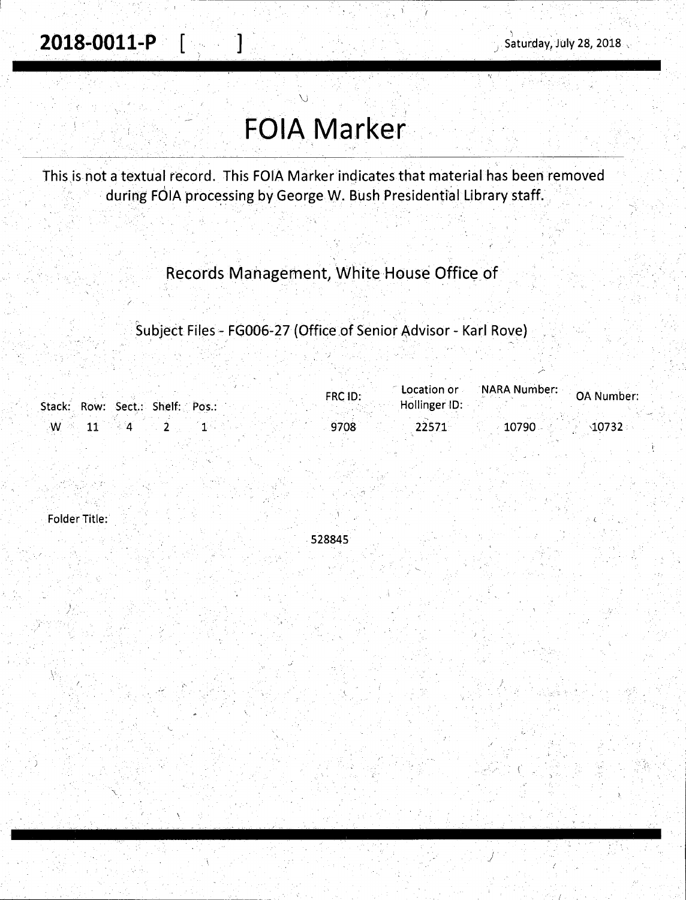**2018-0011-P** [ ]

Saturday, July 28, 2018

# FOIA Marker

This is not a textual record. This FOIA Marker indicates that material has been removed during FOIA processing by George W. Bush Presidential Library staff.

Records Management, White House Office of

Subject Files - FG006-27 (Office of Senior Advisor - Karl Rove)

| Stack: | Row: | Sect.: | Shelf: | Pos.: | FRC ID: | Location or Hollinger ID: | NARA Number: | OA Number: |
|---|---|---|---|---|---|---|---|---|
| W | 11 | 4 | 2 | 1 | 9708 | 22571 | 10790 | 10732 |

Folder Title:

528845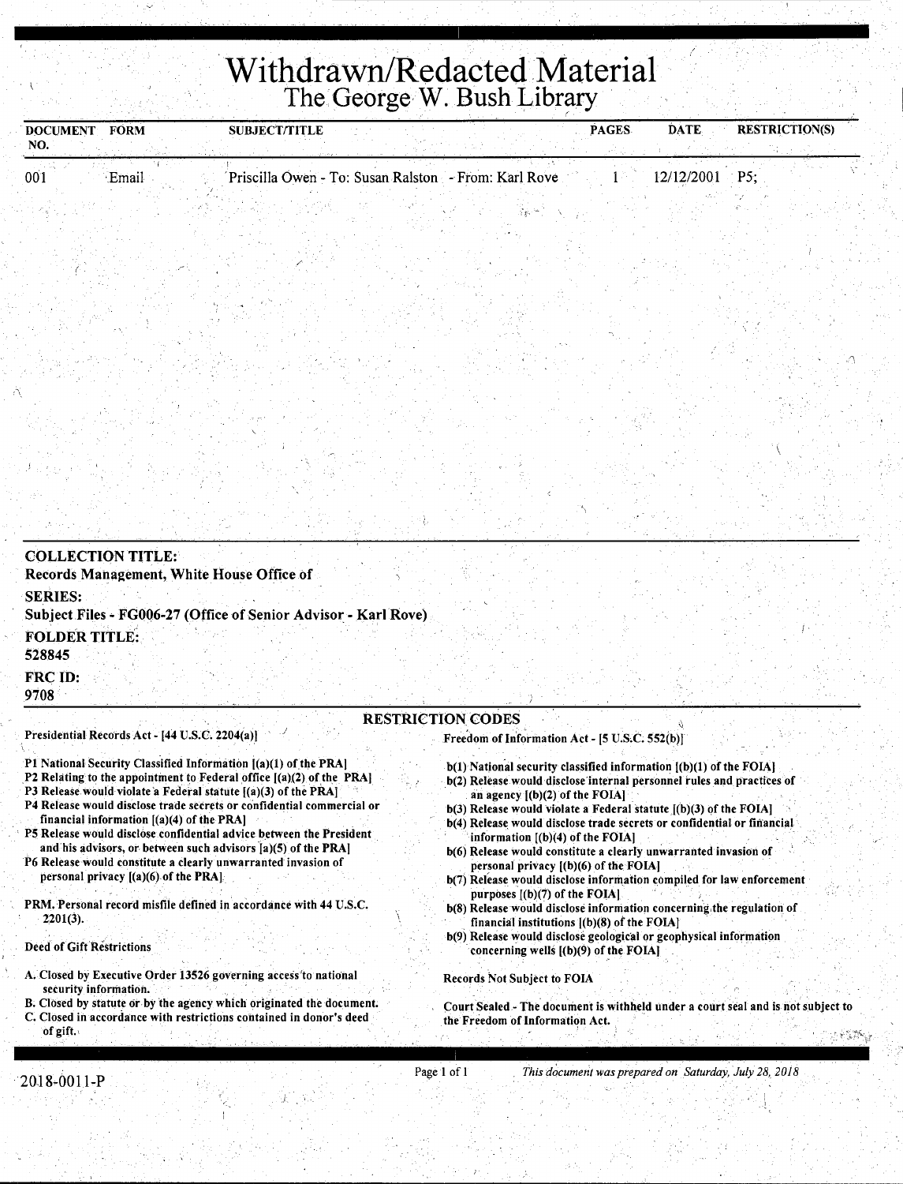# Withdrawn/Redacted Material

## The George W. Bush Library

| DOCUMENT NO. | FORM | SUBJECT/TITLE | PAGES | DATE | RESTRICTION(S) |
|---|---|---|---|---|---|
| 001 | Email | Priscilla Owen - To: Susan Ralston - From: Karl Rove | 1 | 12/12/2001 | P5; |

**COLLECTION TITLE:**
Records Management, White House Office of

**SERIES:**
Subject Files - FG006-27 (Office of Senior Advisor - Karl Rove)

**FOLDER TITLE:**
528845

**FRC ID:**
9708

### RESTRICTION CODES

**Presidential Records Act - [44 U.S.C. 2204(a)]**

P1 National Security Classified Information [(a)(1) of the PRA]
P2 Relating to the appointment to Federal office [(a)(2) of the PRA]
P3 Release would violate a Federal statute [(a)(3) of the PRA]
P4 Release would disclose trade secrets or confidential commercial or financial information [(a)(4) of the PRA]
P5 Release would disclose confidential advice between the President and his advisors, or between such advisors [a)(5) of the PRA]
P6 Release would constitute a clearly unwarranted invasion of personal privacy [(a)(6) of the PRA]

PRM. Personal record misfile defined in accordance with 44 U.S.C. 2201(3).

Deed of Gift Restrictions

A. Closed by Executive Order 13526 governing access to national security information.
B. Closed by statute or by the agency which originated the document.
C. Closed in accordance with restrictions contained in donor's deed of gift.

**Freedom of Information Act - [5 U.S.C. 552(b)]**

b(1) National security classified information [(b)(1) of the FOIA]
b(2) Release would disclose internal personnel rules and practices of an agency [(b)(2) of the FOIA]
b(3) Release would violate a Federal statute [(b)(3) of the FOIA]
b(4) Release would disclose trade secrets or confidential or financial information [(b)(4) of the FOIA]
b(6) Release would constitute a clearly unwarranted invasion of personal privacy [(b)(6) of the FOIA]
b(7) Release would disclose information compiled for law enforcement purposes [(b)(7) of the FOIA]
b(8) Release would disclose information concerning the regulation of financial institutions [(b)(8) of the FOIA]
b(9) Release would disclose geological or geophysical information concerning wells [(b)(9) of the FOIA]

Records Not Subject to FOIA

Court Sealed - The document is withheld under a court seal and is not subject to the Freedom of Information Act.

2018-0011-P

*This document was prepared on Saturday, July 28, 2018*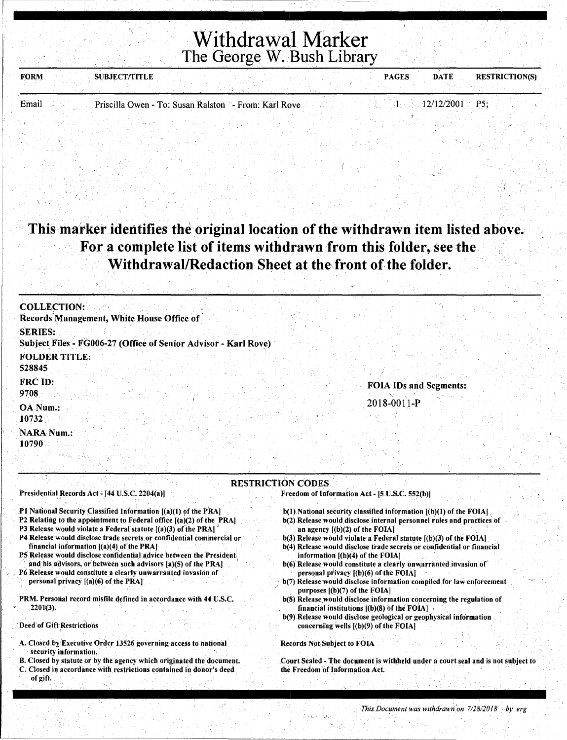# Withdrawal Marker
## The George W. Bush Library

| FORM | SUBJECT/TITLE | PAGES | DATE | RESTRICTION(S) |
|---|---|---|---|---|
| Email | Priscilla Owen - To: Susan Ralston - From: Karl Rove | 1 | 12/12/2001 | P5; |

**This marker identifies the original location of the withdrawn item listed above. For a complete list of items withdrawn from this folder, see the Withdrawal/Redaction Sheet at the front of the folder.**

**COLLECTION:**
Records Management, White House Office of

**SERIES:**
Subject Files - FG006-27 (Office of Senior Advisor - Karl Rove)

**FOLDER TITLE:**
528845

**FRC ID:**
9708

**OA Num.:**
10732

**NARA Num.:**
10790

**FOIA IDs and Segments:**
2018-0011-P

### RESTRICTION CODES

**Presidential Records Act - [44 U.S.C. 2204(a)]**

- P1 National Security Classified Information [(a)(1) of the PRA]
- P2 Relating to the appointment to Federal office [(a)(2) of the PRA]
- P3 Release would violate a Federal statute [(a)(3) of the PRA]
- P4 Release would disclose trade secrets or confidential commercial or financial information [(a)(4) of the PRA]
- P5 Release would disclose confidential advice between the President and his advisors, or between such advisors [a)(5) of the PRA]
- P6 Release would constitute a clearly unwarranted invasion of personal privacy [(a)(6) of the PRA]

PRM. Personal record misfile defined in accordance with 44 U.S.C. 2201(3).

**Deed of Gift Restrictions**

- A. Closed by Executive Order 13526 governing access to national security information.
- B. Closed by statute or by the agency which originated the document.
- C. Closed in accordance with restrictions contained in donor's deed of gift.

**Freedom of Information Act - [5 U.S.C. 552(b)]**

- b(1) National security classified information [(b)(1) of the FOIA]
- b(2) Release would disclose internal personnel rules and practices of an agency [(b)(2) of the FOIA]
- b(3) Release would violate a Federal statute [(b)(3) of the FOIA]
- b(4) Release would disclose trade secrets or confidential or financial information [(b)(4) of the FOIA]
- b(6) Release would constitute a clearly unwarranted invasion of personal privacy [(b)(6) of the FOIA]
- b(7) Release would disclose information compiled for law enforcement purposes [(b)(7) of the FOIA]
- b(8) Release would disclose information concerning the regulation of financial institutions [(b)(8) of the FOIA]
- b(9) Release would disclose geological or geophysical information concerning wells [(b)(9) of the FOIA]

Records Not Subject to FOIA

Court Sealed - The document is withheld under a court seal and is not subject to the Freedom of Information Act.

*This Document was withdrawn on 7/28/2018 by erg*